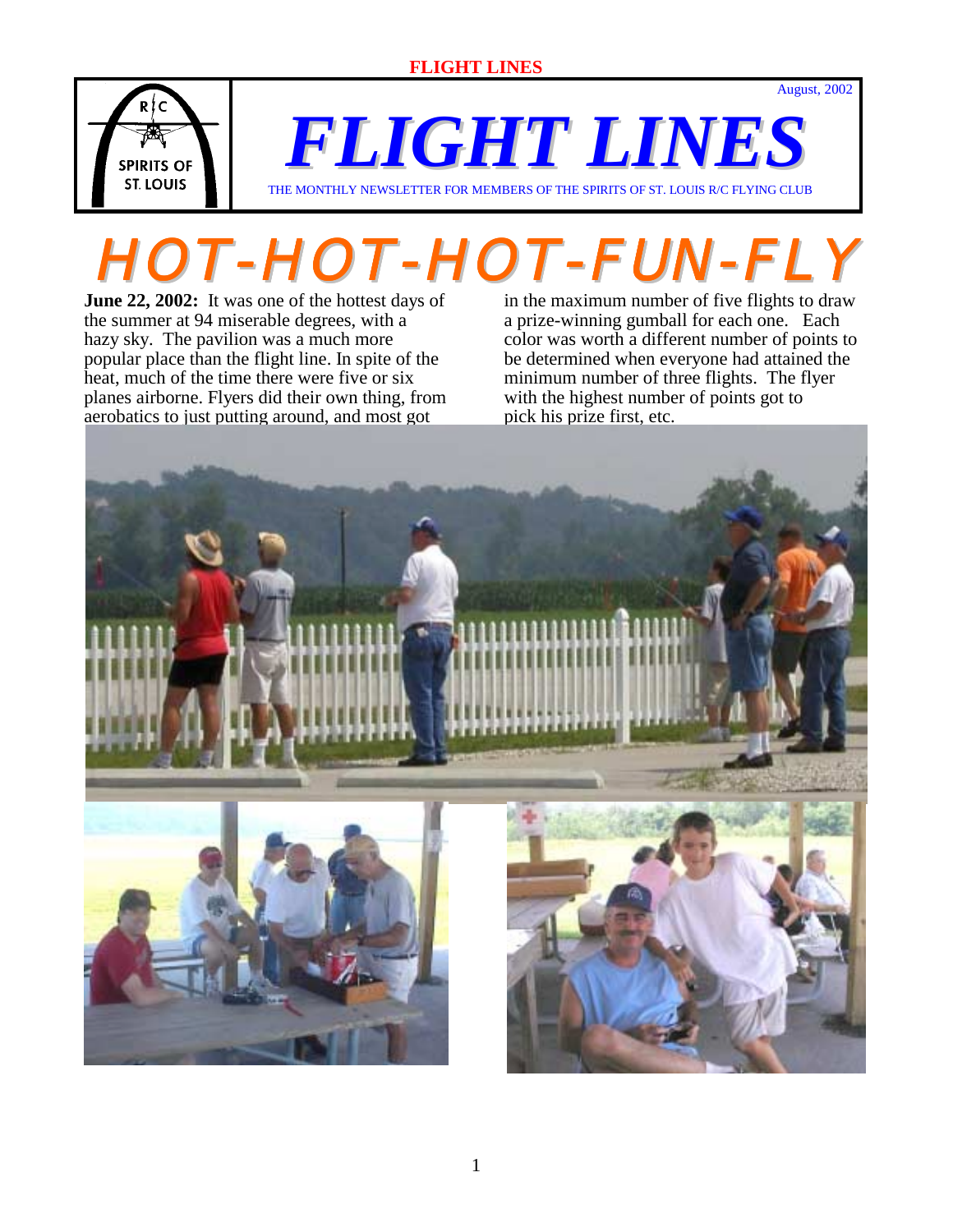# FLIGHT LINES

August, 2002

THE MONTHLY NEWSLETTER FOR MEMBERS OF THE SPIRITS OF ST. LOUIS R/C FLYING CLUB

# HOT-HOT-HOT-FUN-FLY

**June 22, 2002:** It was one of the hottest days of the summer at 94 miserable degrees, with a hazy sky. The pavilion was a much more popular place than the flight line. In spite of the heat, much of the time there were five or six planes airborne. Flyers did their own thing, from aerobatics to just putting around, and most got in the maximum number of five flights to draw a prize-winning gumball for each one. Each color was worth a different number of points to be determined when everyone had attained the minimum number of three flights. The flyer with the highest number of points got to pick his prize first, etc.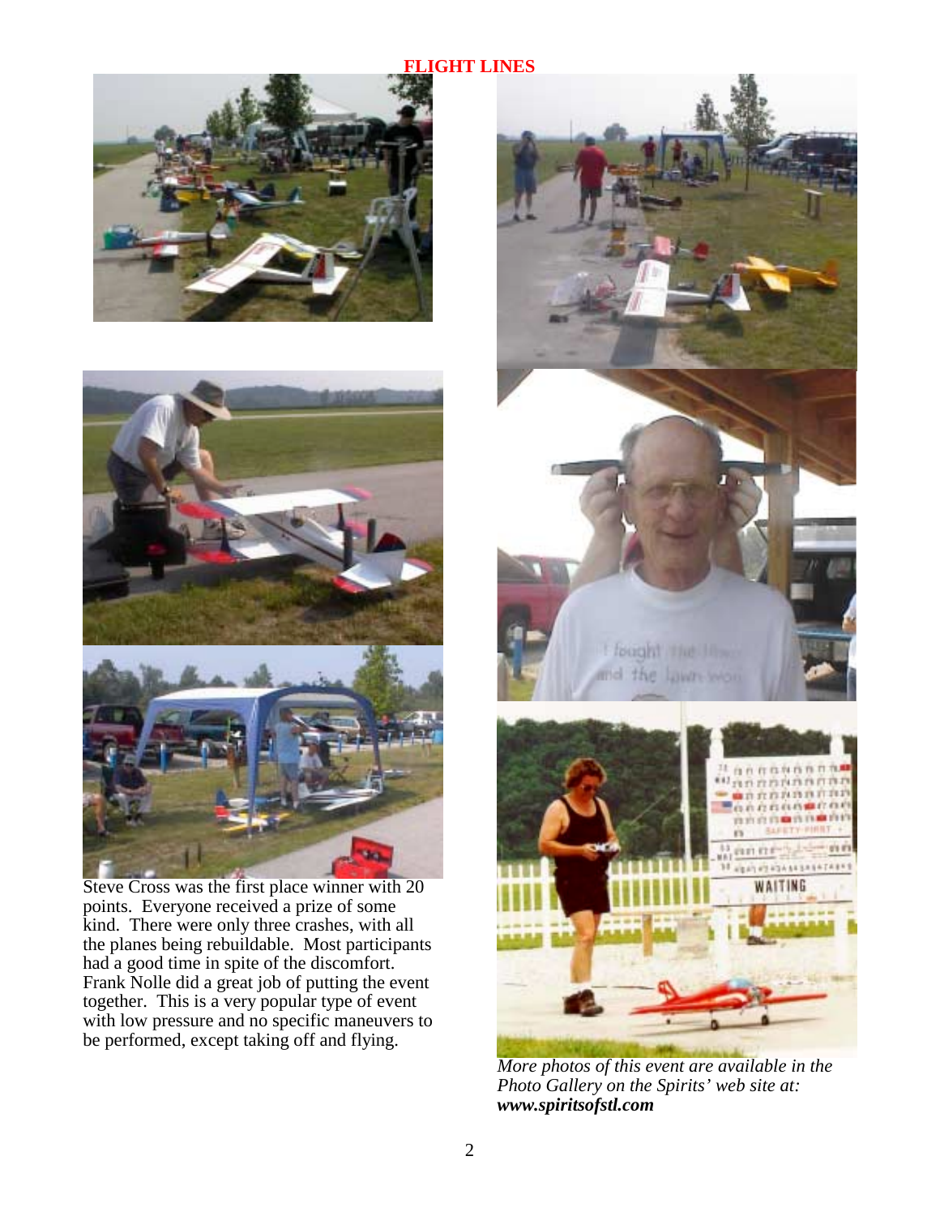Steve Cross was the first place winner with 20 points. Everyone received a prize of some kind. There were only three crashes, with all the planes being rebuildable. Most participants had a good time in spite of the discomfort. Frank Nolle did a great job of putting the event together. This is a very popular type of event with low pressure and no specific maneuvers to be performed, except taking off and flying.

*More photos of this event are available in the Photo Gallery on the Spirits' web site at:* ***www.spiritsofstl.com***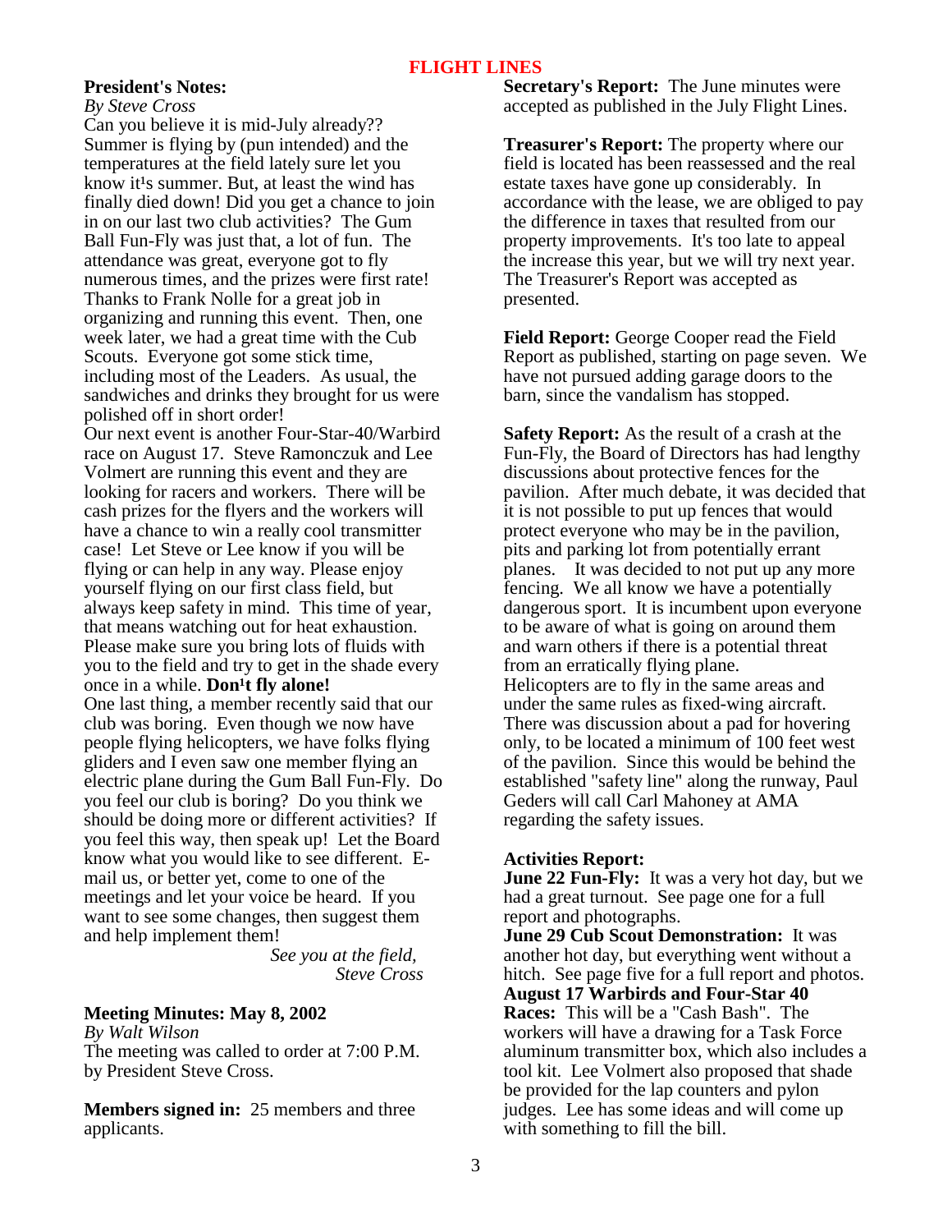**FLIGHT LINES**

**President's Notes:**

*By Steve Cross*

Can you believe it is mid-July already?? Summer is flying by (pun intended) and the temperatures at the field lately sure let you know it¹s summer. But, at least the wind has finally died down! Did you get a chance to join in on our last two club activities? The Gum Ball Fun-Fly was just that, a lot of fun. The attendance was great, everyone got to fly numerous times, and the prizes were first rate! Thanks to Frank Nolle for a great job in organizing and running this event. Then, one week later, we had a great time with the Cub Scouts. Everyone got some stick time, including most of the Leaders. As usual, the sandwiches and drinks they brought for us were polished off in short order!

Our next event is another Four-Star-40/Warbird race on August 17. Steve Ramonczuk and Lee Volmert are running this event and they are looking for racers and workers. There will be cash prizes for the flyers and the workers will have a chance to win a really cool transmitter case! Let Steve or Lee know if you will be flying or can help in any way. Please enjoy yourself flying on our first class field, but always keep safety in mind. This time of year, that means watching out for heat exhaustion. Please make sure you bring lots of fluids with you to the field and try to get in the shade every once in a while. **Don¹t fly alone!**

One last thing, a member recently said that our club was boring. Even though we now have people flying helicopters, we have folks flying gliders and I even saw one member flying an electric plane during the Gum Ball Fun-Fly. Do you feel our club is boring? Do you think we should be doing more or different activities? If you feel this way, then speak up! Let the Board know what you would like to see different. E-mail us, or better yet, come to one of the meetings and let your voice be heard. If you want to see some changes, then suggest them and help implement them!

*See you at the field,*
*Steve Cross*

**Meeting Minutes: May 8, 2002**

*By Walt Wilson*

The meeting was called to order at 7:00 P.M. by President Steve Cross.

**Members signed in:** 25 members and three applicants.

**Secretary's Report:** The June minutes were accepted as published in the July Flight Lines.

**Treasurer's Report:** The property where our field is located has been reassessed and the real estate taxes have gone up considerably. In accordance with the lease, we are obliged to pay the difference in taxes that resulted from our property improvements. It's too late to appeal the increase this year, but we will try next year. The Treasurer's Report was accepted as presented.

**Field Report:** George Cooper read the Field Report as published, starting on page seven. We have not pursued adding garage doors to the barn, since the vandalism has stopped.

**Safety Report:** As the result of a crash at the Fun-Fly, the Board of Directors has had lengthy discussions about protective fences for the pavilion. After much debate, it was decided that it is not possible to put up fences that would protect everyone who may be in the pavilion, pits and parking lot from potentially errant planes. It was decided to not put up any more fencing. We all know we have a potentially dangerous sport. It is incumbent upon everyone to be aware of what is going on around them and warn others if there is a potential threat from an erratically flying plane.

Helicopters are to fly in the same areas and under the same rules as fixed-wing aircraft. There was discussion about a pad for hovering only, to be located a minimum of 100 feet west of the pavilion. Since this would be behind the established "safety line" along the runway, Paul Geders will call Carl Mahoney at AMA regarding the safety issues.

**Activities Report:**

**June 22 Fun-Fly:** It was a very hot day, but we had a great turnout. See page one for a full report and photographs.

**June 29 Cub Scout Demonstration:** It was another hot day, but everything went without a hitch. See page five for a full report and photos.

**August 17 Warbirds and Four-Star 40 Races:** This will be a "Cash Bash". The workers will have a drawing for a Task Force aluminum transmitter box, which also includes a tool kit. Lee Volmert also proposed that shade be provided for the lap counters and pylon judges. Lee has some ideas and will come up with something to fill the bill.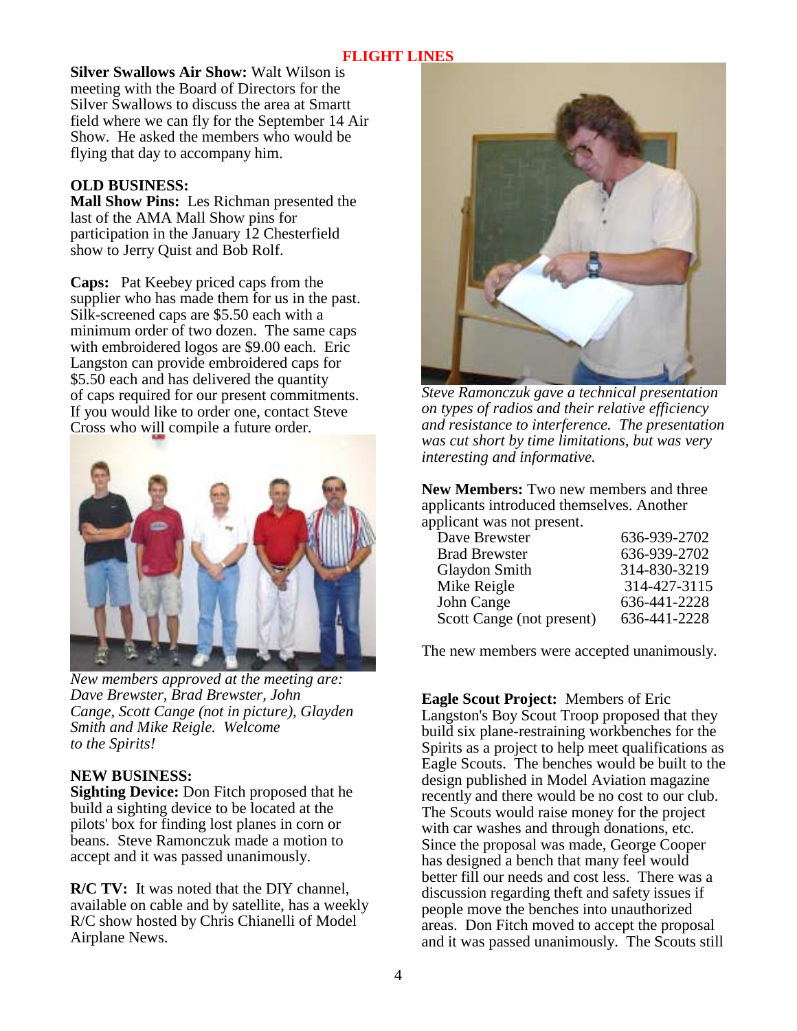**Silver Swallows Air Show:** Walt Wilson is meeting with the Board of Directors for the Silver Swallows to discuss the area at Smartt field where we can fly for the September 14 Air Show. He asked the members who would be flying that day to accompany him.

**OLD BUSINESS:**

**Mall Show Pins:** Les Richman presented the last of the AMA Mall Show pins for participation in the January 12 Chesterfield show to Jerry Quist and Bob Rolf.

**Caps:** Pat Keebey priced caps from the supplier who has made them for us in the past. Silk-screened caps are $5.50 each with a minimum order of two dozen. The same caps with embroidered logos are $9.00 each. Eric Langston can provide embroidered caps for $5.50 each and has delivered the quantity of caps required for our present commitments. If you would like to order one, contact Steve Cross who will compile a future order.

*New members approved at the meeting are: Dave Brewster, Brad Brewster, John Cange, Scott Cange (not in picture), Glayden Smith and Mike Reigle. Welcome to the Spirits!*

**NEW BUSINESS:**

**Sighting Device:** Don Fitch proposed that he build a sighting device to be located at the pilots' box for finding lost planes in corn or beans. Steve Ramonczuk made a motion to accept and it was passed unanimously.

**R/C TV:** It was noted that the DIY channel, available on cable and by satellite, has a weekly R/C show hosted by Chris Chianelli of Model Airplane News.

*Steve Ramonczuk gave a technical presentation on types of radios and their relative efficiency and resistance to interference. The presentation was cut short by time limitations, but was very interesting and informative.*

**New Members:** Two new members and three applicants introduced themselves. Another applicant was not present.

| | |
|---|---|
| Dave Brewster | 636-939-2702 |
| Brad Brewster | 636-939-2702 |
| Glaydon Smith | 314-830-3219 |
| Mike Reigle | 314-427-3115 |
| John Cange | 636-441-2228 |
| Scott Cange (not present) | 636-441-2228 |

The new members were accepted unanimously.

**Eagle Scout Project:** Members of Eric Langston's Boy Scout Troop proposed that they build six plane-restraining workbenches for the Spirits as a project to help meet qualifications as Eagle Scouts. The benches would be built to the design published in Model Aviation magazine recently and there would be no cost to our club. The Scouts would raise money for the project with car washes and through donations, etc. Since the proposal was made, George Cooper has designed a bench that many feel would better fill our needs and cost less. There was a discussion regarding theft and safety issues if people move the benches into unauthorized areas. Don Fitch moved to accept the proposal and it was passed unanimously. The Scouts still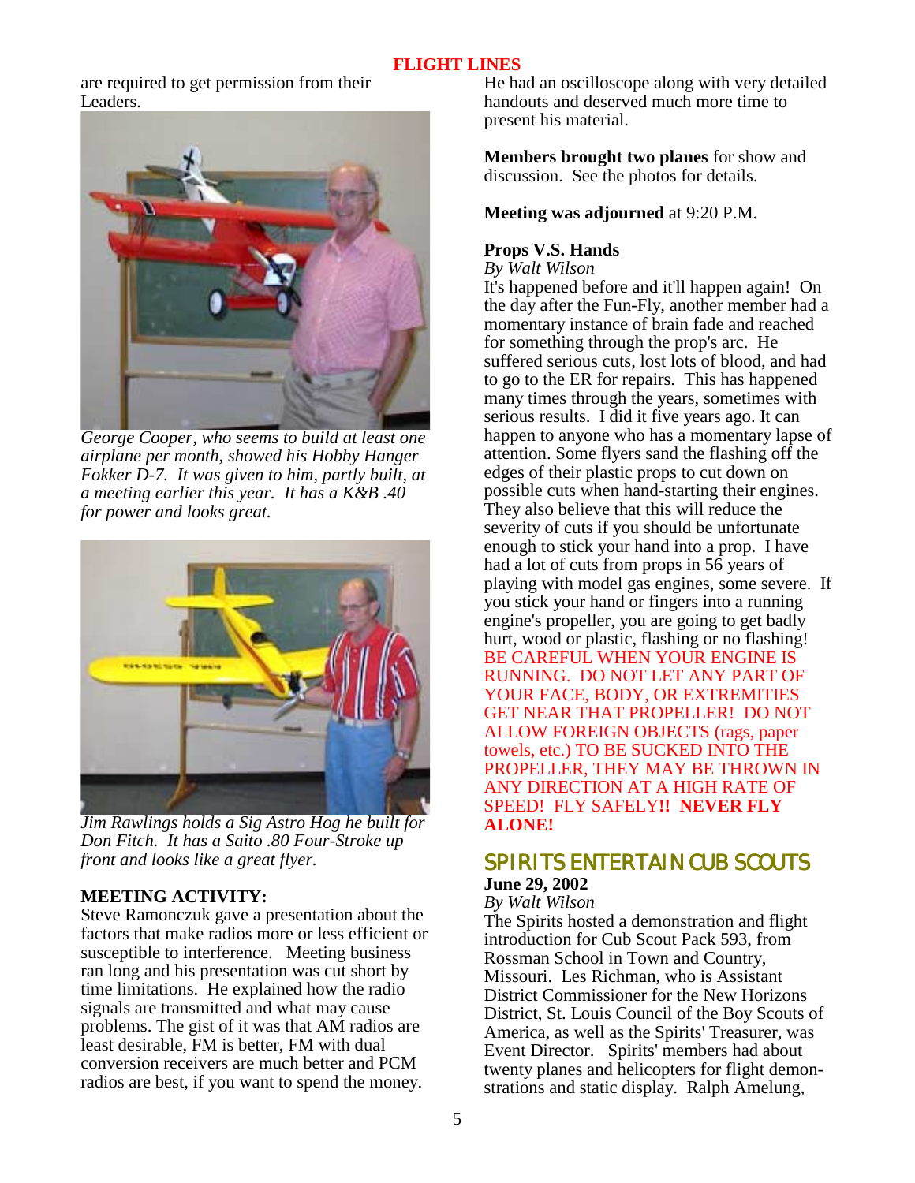are required to get permission from their Leaders.

*George Cooper, who seems to build at least one airplane per month, showed his Hobby Hanger Fokker D-7. It was given to him, partly built, at a meeting earlier this year. It has a K&B .40 for power and looks great.*

*Jim Rawlings holds a Sig Astro Hog he built for Don Fitch. It has a Saito .80 Four-Stroke up front and looks like a great flyer.*

**MEETING ACTIVITY:**
Steve Ramonczuk gave a presentation about the factors that make radios more or less efficient or susceptible to interference. Meeting business ran long and his presentation was cut short by time limitations. He explained how the radio signals are transmitted and what may cause problems. The gist of it was that AM radios are least desirable, FM is better, FM with dual conversion receivers are much better and PCM radios are best, if you want to spend the money. He had an oscilloscope along with very detailed handouts and deserved much more time to present his material.

**Members brought two planes** for show and discussion. See the photos for details.

**Meeting was adjourned** at 9:20 P.M.

**Props V.S. Hands**
*By Walt Wilson*
It's happened before and it'll happen again! On the day after the Fun-Fly, another member had a momentary instance of brain fade and reached for something through the prop's arc. He suffered serious cuts, lost lots of blood, and had to go to the ER for repairs. This has happened many times through the years, sometimes with serious results. I did it five years ago. It can happen to anyone who has a momentary lapse of attention. Some flyers sand the flashing off the edges of their plastic props to cut down on possible cuts when hand-starting their engines. They also believe that this will reduce the severity of cuts if you should be unfortunate enough to stick your hand into a prop. I have had a lot of cuts from props in 56 years of playing with model gas engines, some severe. If you stick your hand or fingers into a running engine's propeller, you are going to get badly hurt, wood or plastic, flashing or no flashing! BE CAREFUL WHEN YOUR ENGINE IS RUNNING. DO NOT LET ANY PART OF YOUR FACE, BODY, OR EXTREMITIES GET NEAR THAT PROPELLER! DO NOT ALLOW FOREIGN OBJECTS (rags, paper towels, etc.) TO BE SUCKED INTO THE PROPELLER, THEY MAY BE THROWN IN ANY DIRECTION AT A HIGH RATE OF SPEED! FLY SAFELY**!! NEVER FLY ALONE!**

## SPIRITS ENTERTAIN CUB SCOUTS

**June 29, 2002**
*By Walt Wilson*
The Spirits hosted a demonstration and flight introduction for Cub Scout Pack 593, from Rossman School in Town and Country, Missouri. Les Richman, who is Assistant District Commissioner for the New Horizons District, St. Louis Council of the Boy Scouts of America, as well as the Spirits' Treasurer, was Event Director. Spirits' members had about twenty planes and helicopters for flight demonstrations and static display. Ralph Amelung,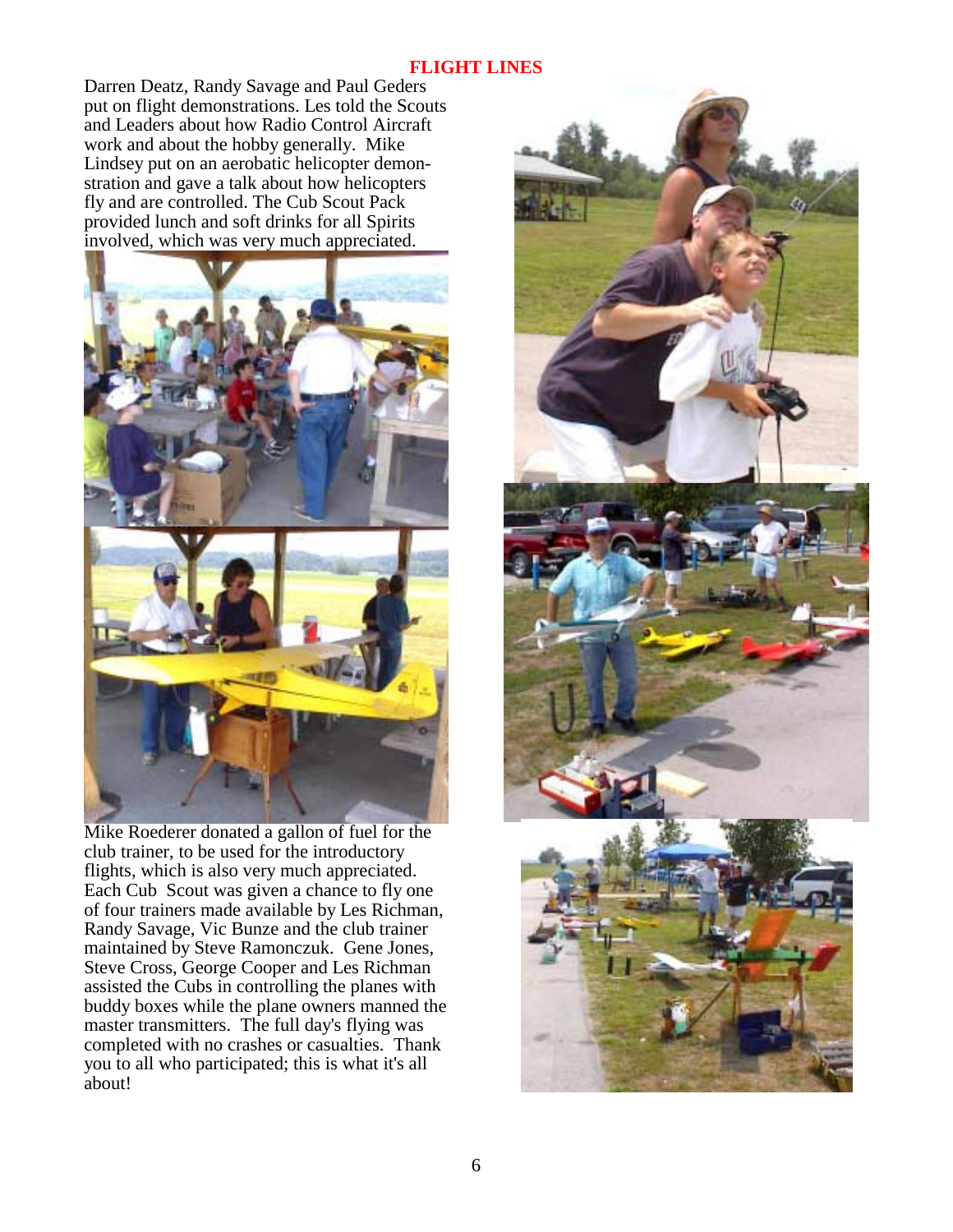**FLIGHT LINES**

Darren Deatz, Randy Savage and Paul Geders put on flight demonstrations. Les told the Scouts and Leaders about how Radio Control Aircraft work and about the hobby generally. Mike Lindsey put on an aerobatic helicopter demonstration and gave a talk about how helicopters fly and are controlled. The Cub Scout Pack provided lunch and soft drinks for all Spirits involved, which was very much appreciated.

Mike Roederer donated a gallon of fuel for the club trainer, to be used for the introductory flights, which is also very much appreciated. Each Cub Scout was given a chance to fly one of four trainers made available by Les Richman, Randy Savage, Vic Bunze and the club trainer maintained by Steve Ramonczuk. Gene Jones, Steve Cross, George Cooper and Les Richman assisted the Cubs in controlling the planes with buddy boxes while the plane owners manned the master transmitters. The full day's flying was completed with no crashes or casualties. Thank you to all who participated; this is what it's all about!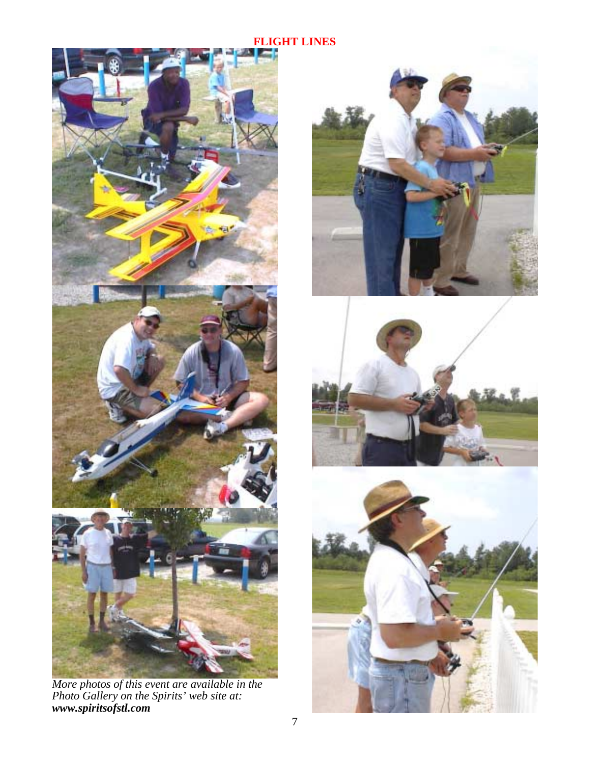*More photos of this event are available in the Photo Gallery on the Spirits' web site at:* ***www.spiritsofstl.com***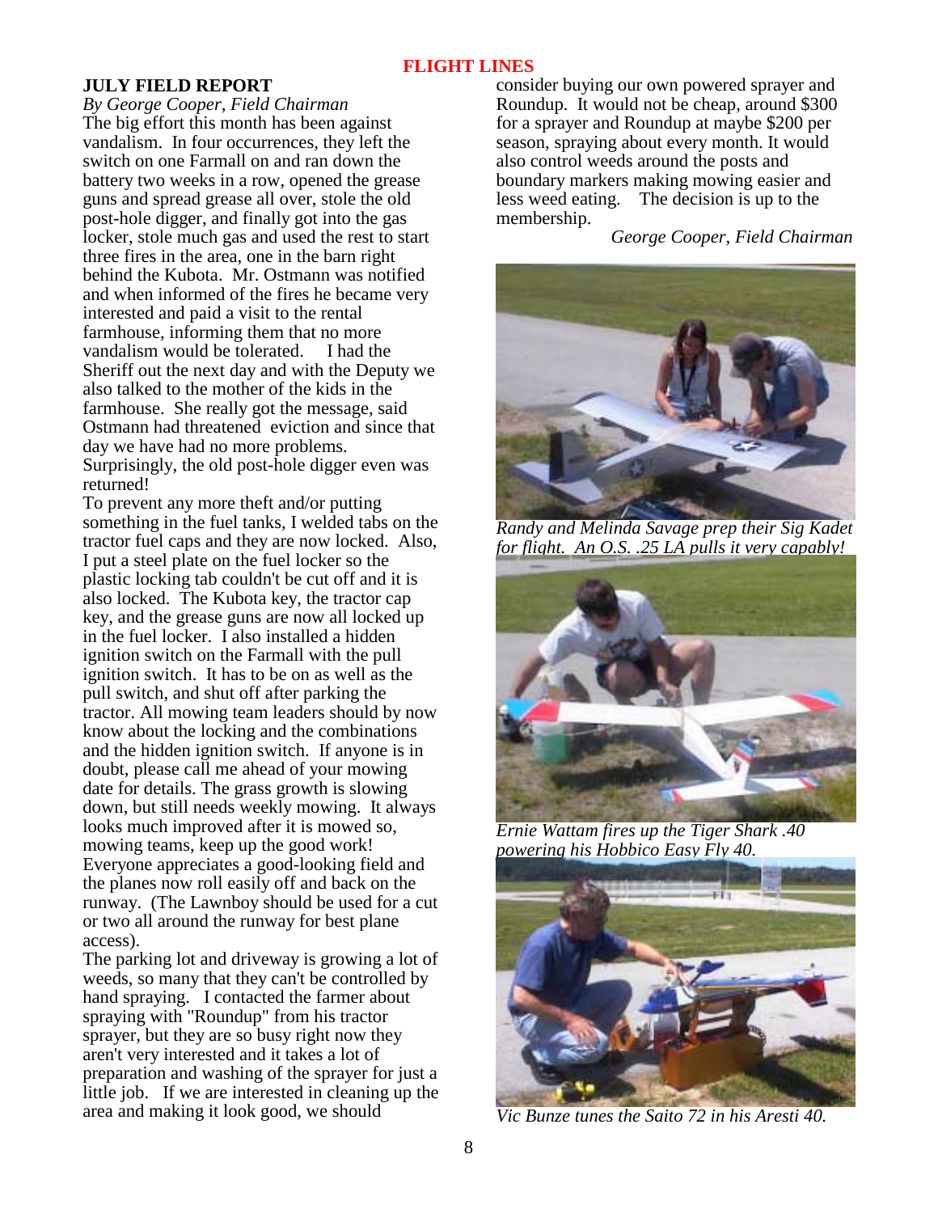## JULY FIELD REPORT

*By George Cooper, Field Chairman*

The big effort this month has been against vandalism. In four occurrences, they left the switch on one Farmall on and ran down the battery two weeks in a row, opened the grease guns and spread grease all over, stole the old post-hole digger, and finally got into the gas locker, stole much gas and used the rest to start three fires in the area, one in the barn right behind the Kubota. Mr. Ostmann was notified and when informed of the fires he became very interested and paid a visit to the rental farmhouse, informing them that no more vandalism would be tolerated. I had the Sheriff out the next day and with the Deputy we also talked to the mother of the kids in the farmhouse. She really got the message, said Ostmann had threatened eviction and since that day we have had no more problems. Surprisingly, the old post-hole digger even was returned!

To prevent any more theft and/or putting something in the fuel tanks, I welded tabs on the tractor fuel caps and they are now locked. Also, I put a steel plate on the fuel locker so the plastic locking tab couldn't be cut off and it is also locked. The Kubota key, the tractor cap key, and the grease guns are now all locked up in the fuel locker. I also installed a hidden ignition switch on the Farmall with the pull ignition switch. It has to be on as well as the pull switch, and shut off after parking the tractor. All mowing team leaders should by now know about the locking and the combinations and the hidden ignition switch. If anyone is in doubt, please call me ahead of your mowing date for details. The grass growth is slowing down, but still needs weekly mowing. It always looks much improved after it is mowed so, mowing teams, keep up the good work! Everyone appreciates a good-looking field and the planes now roll easily off and back on the runway. (The Lawnboy should be used for a cut or two all around the runway for best plane access).

The parking lot and driveway is growing a lot of weeds, so many that they can't be controlled by hand spraying. I contacted the farmer about spraying with "Roundup" from his tractor sprayer, but they are so busy right now they aren't very interested and it takes a lot of preparation and washing of the sprayer for just a little job. If we are interested in cleaning up the area and making it look good, we should consider buying our own powered sprayer and Roundup. It would not be cheap, around $300 for a sprayer and Roundup at maybe $200 per season, spraying about every month. It would also control weeds around the posts and boundary markers making mowing easier and less weed eating. The decision is up to the membership.

*George Cooper, Field Chairman*

*Randy and Melinda Savage prep their Sig Kadet for flight. An O.S. .25 LA pulls it very capably!*

*Ernie Wattam fires up the Tiger Shark .40 powering his Hobbico Easy Fly 40.*

*Vic Bunze tunes the Saito 72 in his Aresti 40.*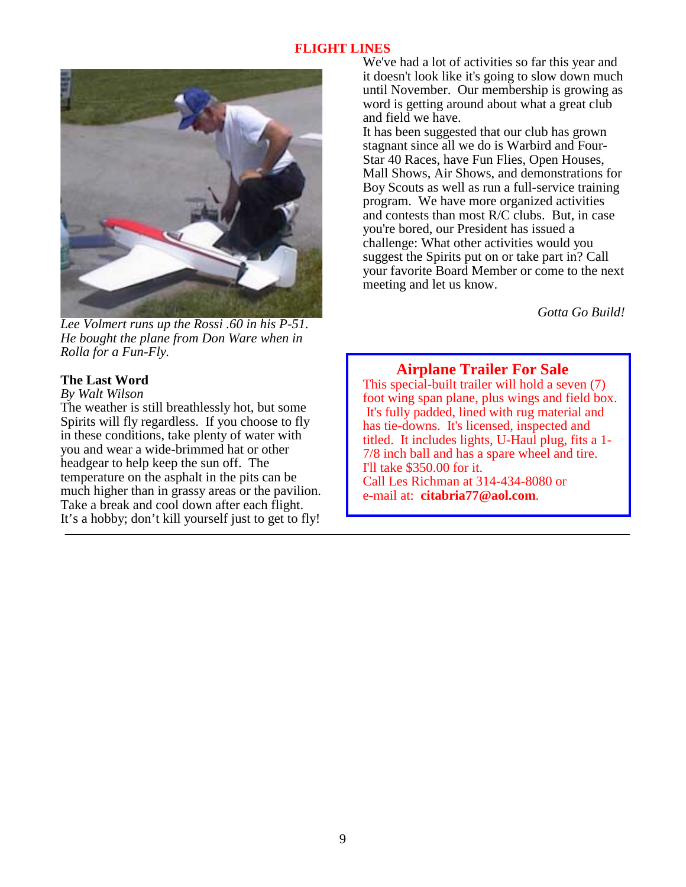## FLIGHT LINES

We've had a lot of activities so far this year and it doesn't look like it's going to slow down much until November. Our membership is growing as word is getting around about what a great club and field we have.

It has been suggested that our club has grown stagnant since all we do is Warbird and Four-Star 40 Races, have Fun Flies, Open Houses, Mall Shows, Air Shows, and demonstrations for Boy Scouts as well as run a full-service training program. We have more organized activities and contests than most R/C clubs. But, in case you're bored, our President has issued a challenge: What other activities would you suggest the Spirits put on or take part in? Call your favorite Board Member or come to the next meeting and let us know.

*Gotta Go Build!*

*Lee Volmert runs up the Rossi .60 in his P-51. He bought the plane from Don Ware when in Rolla for a Fun-Fly.*

**The Last Word**

*By Walt Wilson*

The weather is still breathlessly hot, but some Spirits will fly regardless. If you choose to fly in these conditions, take plenty of water with you and wear a wide-brimmed hat or other headgear to help keep the sun off. The temperature on the asphalt in the pits can be much higher than in grassy areas or the pavilion. Take a break and cool down after each flight. It's a hobby; don't kill yourself just to get to fly!

### Airplane Trailer For Sale

This special-built trailer will hold a seven (7) foot wing span plane, plus wings and field box. It's fully padded, lined with rug material and has tie-downs. It's licensed, inspected and titled. It includes lights, U-Haul plug, fits a 1-7/8 inch ball and has a spare wheel and tire. I'll take $350.00 for it.
Call Les Richman at 314-434-8080 or e-mail at: **citabria77@aol.com**.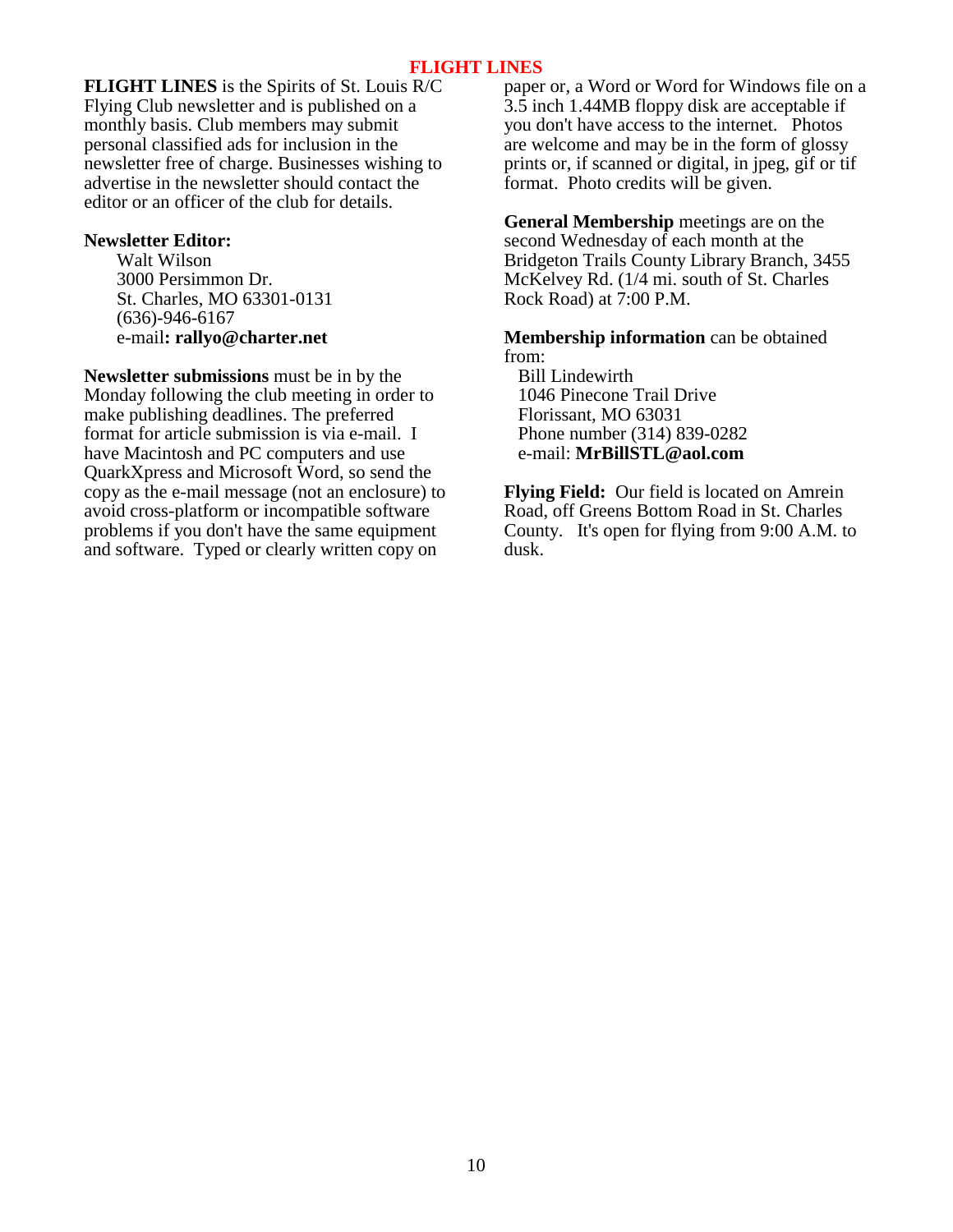# FLIGHT LINES

**FLIGHT LINES** is the Spirits of St. Louis R/C Flying Club newsletter and is published on a monthly basis. Club members may submit personal classified ads for inclusion in the newsletter free of charge. Businesses wishing to advertise in the newsletter should contact the editor or an officer of the club for details.

**Newsletter Editor:**

Walt Wilson
3000 Persimmon Dr.
St. Charles, MO 63301-0131
(636)-946-6167
e-mail**: rallyo@charter.net**

**Newsletter submissions** must be in by the Monday following the club meeting in order to make publishing deadlines. The preferred format for article submission is via e-mail. I have Macintosh and PC computers and use QuarkXpress and Microsoft Word, so send the copy as the e-mail message (not an enclosure) to avoid cross-platform or incompatible software problems if you don't have the same equipment and software. Typed or clearly written copy on paper or, a Word or Word for Windows file on a 3.5 inch 1.44MB floppy disk are acceptable if you don't have access to the internet. Photos are welcome and may be in the form of glossy prints or, if scanned or digital, in jpeg, gif or tif format. Photo credits will be given.

**General Membership** meetings are on the second Wednesday of each month at the Bridgeton Trails County Library Branch, 3455 McKelvey Rd. (1/4 mi. south of St. Charles Rock Road) at 7:00 P.M.

**Membership information** can be obtained from:

Bill Lindewirth
1046 Pinecone Trail Drive
Florissant, MO 63031
Phone number (314) 839-0282
e-mail: **MrBillSTL@aol.com**

**Flying Field:** Our field is located on Amrein Road, off Greens Bottom Road in St. Charles County. It's open for flying from 9:00 A.M. to dusk.